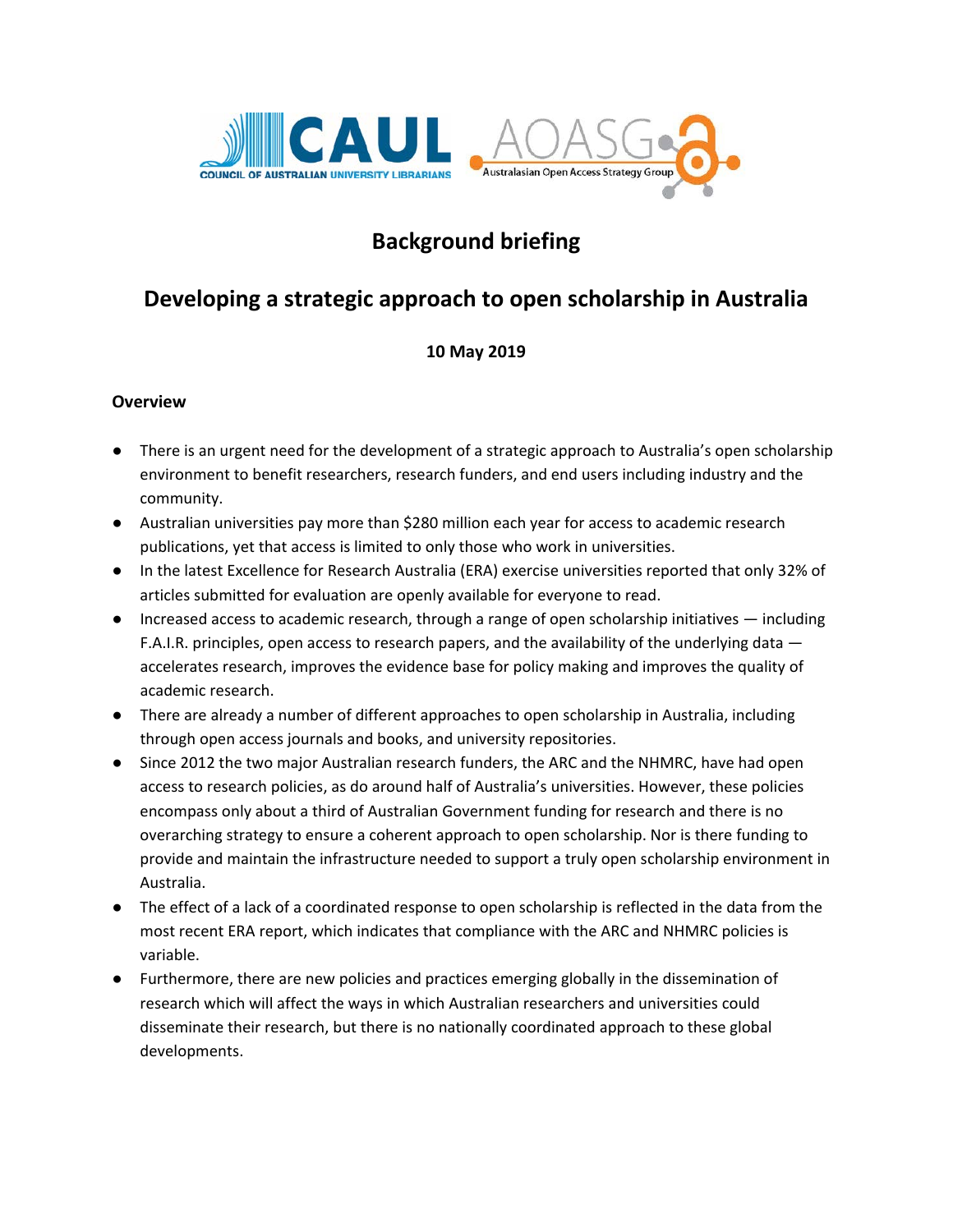COUNCIL OF AUSTRALIAN UNIVERSITY LIBRARIANS — Australasian Open Access Strategy Group

# Background briefing

## Developing a strategic approach to open scholarship in Australia

**10 May 2019**

### Overview

- There is an urgent need for the development of a strategic approach to Australia's open scholarship environment to benefit researchers, research funders, and end users including industry and the community.
- Australian universities pay more than $280 million each year for access to academic research publications, yet that access is limited to only those who work in universities.
- In the latest Excellence for Research Australia (ERA) exercise universities reported that only 32% of articles submitted for evaluation are openly available for everyone to read.
- Increased access to academic research, through a range of open scholarship initiatives — including F.A.I.R. principles, open access to research papers, and the availability of the underlying data — accelerates research, improves the evidence base for policy making and improves the quality of academic research.
- There are already a number of different approaches to open scholarship in Australia, including through open access journals and books, and university repositories.
- Since 2012 the two major Australian research funders, the ARC and the NHMRC, have had open access to research policies, as do around half of Australia's universities. However, these policies encompass only about a third of Australian Government funding for research and there is no overarching strategy to ensure a coherent approach to open scholarship. Nor is there funding to provide and maintain the infrastructure needed to support a truly open scholarship environment in Australia.
- The effect of a lack of a coordinated response to open scholarship is reflected in the data from the most recent ERA report, which indicates that compliance with the ARC and NHMRC policies is variable.
- Furthermore, there are new policies and practices emerging globally in the dissemination of research which will affect the ways in which Australian researchers and universities could disseminate their research, but there is no nationally coordinated approach to these global developments.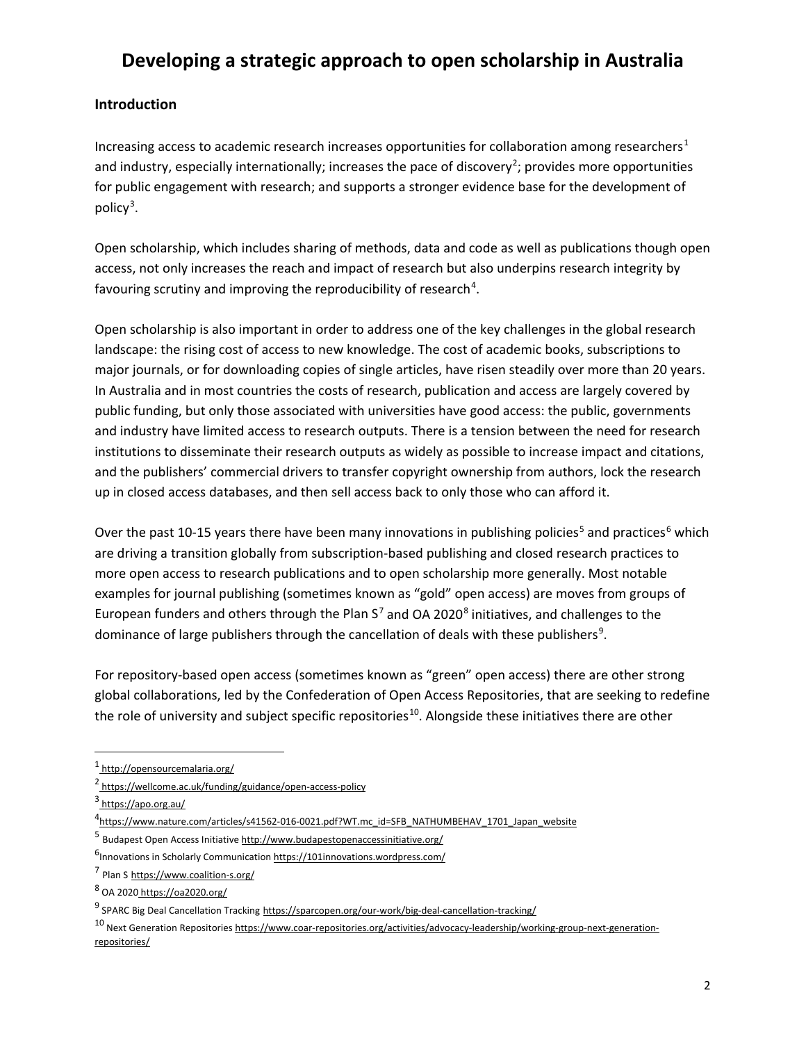# Developing a strategic approach to open scholarship in Australia

## Introduction

Increasing access to academic research increases opportunities for collaboration among researchers[1] and industry, especially internationally; increases the pace of discovery[2]; provides more opportunities for public engagement with research; and supports a stronger evidence base for the development of policy[3].

Open scholarship, which includes sharing of methods, data and code as well as publications though open access, not only increases the reach and impact of research but also underpins research integrity by favouring scrutiny and improving the reproducibility of research[4].

Open scholarship is also important in order to address one of the key challenges in the global research landscape: the rising cost of access to new knowledge. The cost of academic books, subscriptions to major journals, or for downloading copies of single articles, have risen steadily over more than 20 years. In Australia and in most countries the costs of research, publication and access are largely covered by public funding, but only those associated with universities have good access: the public, governments and industry have limited access to research outputs. There is a tension between the need for research institutions to disseminate their research outputs as widely as possible to increase impact and citations, and the publishers' commercial drivers to transfer copyright ownership from authors, lock the research up in closed access databases, and then sell access back to only those who can afford it.

Over the past 10-15 years there have been many innovations in publishing policies[5] and practices[6] which are driving a transition globally from subscription-based publishing and closed research practices to more open access to research publications and to open scholarship more generally. Most notable examples for journal publishing (sometimes known as "gold" open access) are moves from groups of European funders and others through the Plan S[7] and OA 2020[8] initiatives, and challenges to the dominance of large publishers through the cancellation of deals with these publishers[9].

For repository-based open access (sometimes known as "green" open access) there are other strong global collaborations, led by the Confederation of Open Access Repositories, that are seeking to redefine the role of university and subject specific repositories[10]. Alongside these initiatives there are other

---

[1] http://opensourcemalaria.org/

[2] https://wellcome.ac.uk/funding/guidance/open-access-policy

[3] https://apo.org.au/

[4] https://www.nature.com/articles/s41562-016-0021.pdf?WT.mc_id=SFB_NATHUMBEHAV_1701_Japan_website

[5] Budapest Open Access Initiative http://www.budapestopenaccessinitiative.org/

[6] Innovations in Scholarly Communication https://101innovations.wordpress.com/

[7] Plan S https://www.coalition-s.org/

[8] OA 2020 https://oa2020.org/

[9] SPARC Big Deal Cancellation Tracking https://sparcopen.org/our-work/big-deal-cancellation-tracking/

[10] Next Generation Repositories https://www.coar-repositories.org/activities/advocacy-leadership/working-group-next-generation-repositories/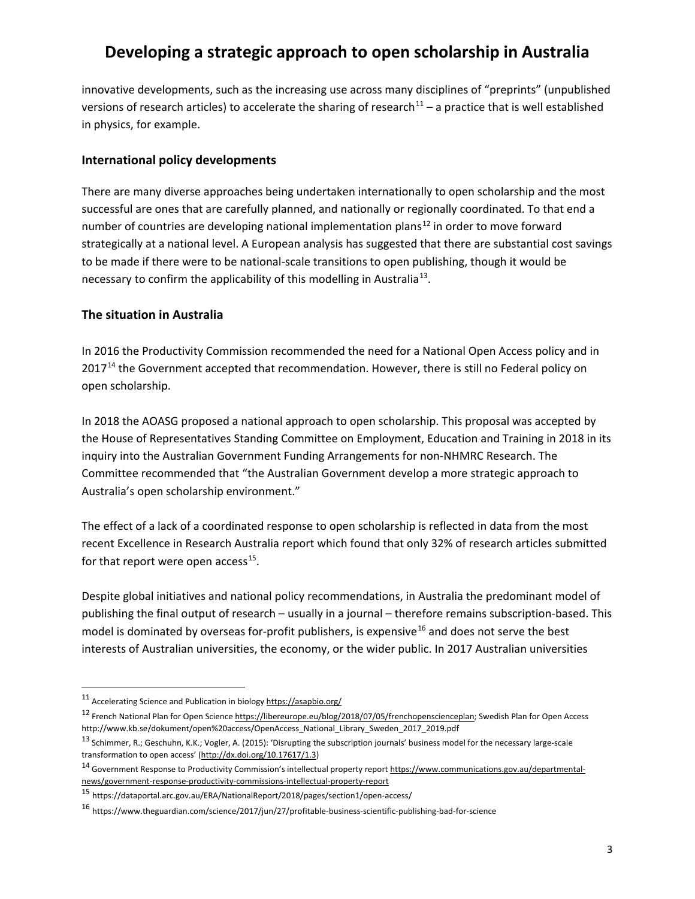innovative developments, such as the increasing use across many disciplines of "preprints" (unpublished versions of research articles) to accelerate the sharing of research[11] – a practice that is well established in physics, for example.

## International policy developments

There are many diverse approaches being undertaken internationally to open scholarship and the most successful are ones that are carefully planned, and nationally or regionally coordinated. To that end a number of countries are developing national implementation plans[12] in order to move forward strategically at a national level. A European analysis has suggested that there are substantial cost savings to be made if there were to be national-scale transitions to open publishing, though it would be necessary to confirm the applicability of this modelling in Australia[13].

## The situation in Australia

In 2016 the Productivity Commission recommended the need for a National Open Access policy and in 2017[14] the Government accepted that recommendation. However, there is still no Federal policy on open scholarship.

In 2018 the AOASG proposed a national approach to open scholarship. This proposal was accepted by the House of Representatives Standing Committee on Employment, Education and Training in 2018 in its inquiry into the Australian Government Funding Arrangements for non-NHMRC Research. The Committee recommended that "the Australian Government develop a more strategic approach to Australia's open scholarship environment."

The effect of a lack of a coordinated response to open scholarship is reflected in data from the most recent Excellence in Research Australia report which found that only 32% of research articles submitted for that report were open access[15].

Despite global initiatives and national policy recommendations, in Australia the predominant model of publishing the final output of research – usually in a journal – therefore remains subscription-based. This model is dominated by overseas for-profit publishers, is expensive[16] and does not serve the best interests of Australian universities, the economy, or the wider public. In 2017 Australian universities

---

[11] Accelerating Science and Publication in biology https://asapbio.org/

[12] French National Plan for Open Science https://libereurope.eu/blog/2018/07/05/frenchopenscienceplan; Swedish Plan for Open Access http://www.kb.se/dokument/open%20access/OpenAccess_National_Library_Sweden_2017_2019.pdf

[13] Schimmer, R.; Geschuhn, K.K.; Vogler, A. (2015): 'Disrupting the subscription journals' business model for the necessary large-scale transformation to open access' (http://dx.doi.org/10.17617/1.3)

[14] Government Response to Productivity Commission's intellectual property report https://www.communications.gov.au/departmental-news/government-response-productivity-commissions-intellectual-property-report

[15] https://dataportal.arc.gov.au/ERA/NationalReport/2018/pages/section1/open-access/

[16] https://www.theguardian.com/science/2017/jun/27/profitable-business-scientific-publishing-bad-for-science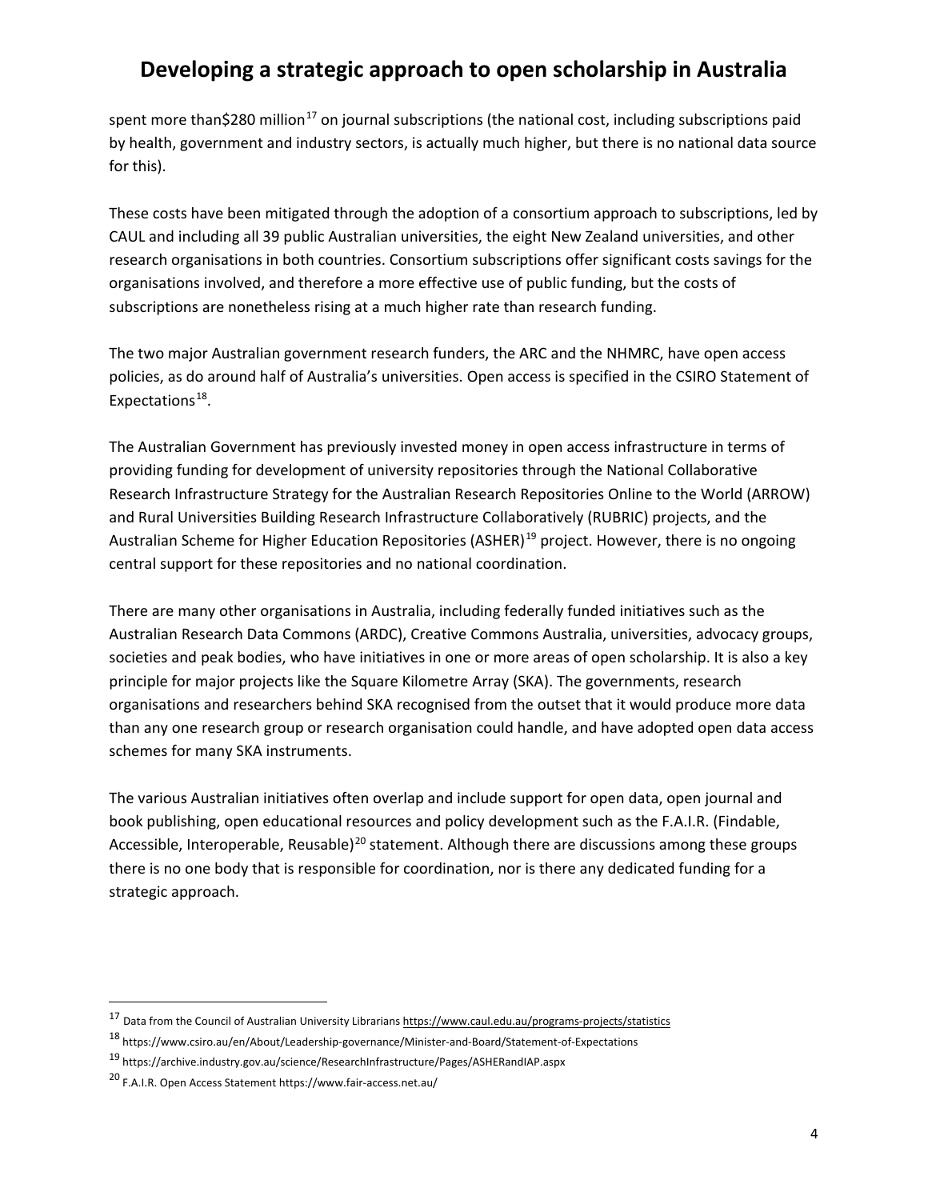spent more than$280 million[17] on journal subscriptions (the national cost, including subscriptions paid by health, government and industry sectors, is actually much higher, but there is no national data source for this).

These costs have been mitigated through the adoption of a consortium approach to subscriptions, led by CAUL and including all 39 public Australian universities, the eight New Zealand universities, and other research organisations in both countries. Consortium subscriptions offer significant costs savings for the organisations involved, and therefore a more effective use of public funding, but the costs of subscriptions are nonetheless rising at a much higher rate than research funding.

The two major Australian government research funders, the ARC and the NHMRC, have open access policies, as do around half of Australia's universities. Open access is specified in the CSIRO Statement of Expectations[18].

The Australian Government has previously invested money in open access infrastructure in terms of providing funding for development of university repositories through the National Collaborative Research Infrastructure Strategy for the Australian Research Repositories Online to the World (ARROW) and Rural Universities Building Research Infrastructure Collaboratively (RUBRIC) projects, and the Australian Scheme for Higher Education Repositories (ASHER)[19] project. However, there is no ongoing central support for these repositories and no national coordination.

There are many other organisations in Australia, including federally funded initiatives such as the Australian Research Data Commons (ARDC), Creative Commons Australia, universities, advocacy groups, societies and peak bodies, who have initiatives in one or more areas of open scholarship. It is also a key principle for major projects like the Square Kilometre Array (SKA). The governments, research organisations and researchers behind SKA recognised from the outset that it would produce more data than any one research group or research organisation could handle, and have adopted open data access schemes for many SKA instruments.

The various Australian initiatives often overlap and include support for open data, open journal and book publishing, open educational resources and policy development such as the F.A.I.R. (Findable, Accessible, Interoperable, Reusable)[20] statement. Although there are discussions among these groups there is no one body that is responsible for coordination, nor is there any dedicated funding for a strategic approach.

---

[17] Data from the Council of Australian University Librarians https://www.caul.edu.au/programs-projects/statistics

[18] https://www.csiro.au/en/About/Leadership-governance/Minister-and-Board/Statement-of-Expectations

[19] https://archive.industry.gov.au/science/ResearchInfrastructure/Pages/ASHERandIAP.aspx

[20] F.A.I.R. Open Access Statement https://www.fair-access.net.au/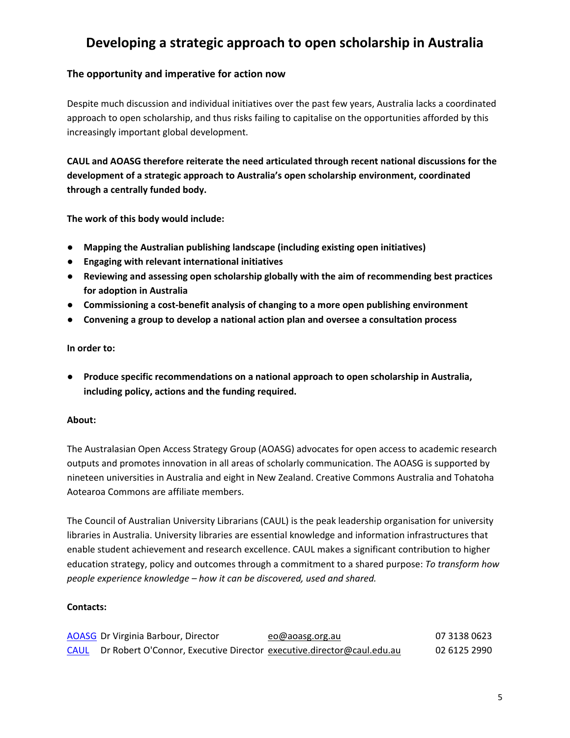# Developing a strategic approach to open scholarship in Australia

## The opportunity and imperative for action now

Despite much discussion and individual initiatives over the past few years, Australia lacks a coordinated approach to open scholarship, and thus risks failing to capitalise on the opportunities afforded by this increasingly important global development.

**CAUL and AOASG therefore reiterate the need articulated through recent national discussions for the development of a strategic approach to Australia's open scholarship environment, coordinated through a centrally funded body.**

**The work of this body would include:**

- **Mapping the Australian publishing landscape (including existing open initiatives)**
- **Engaging with relevant international initiatives**
- **Reviewing and assessing open scholarship globally with the aim of recommending best practices for adoption in Australia**
- **Commissioning a cost-benefit analysis of changing to a more open publishing environment**
- **Convening a group to develop a national action plan and oversee a consultation process**

**In order to:**

- **Produce specific recommendations on a national approach to open scholarship in Australia, including policy, actions and the funding required.**

**About:**

The Australasian Open Access Strategy Group (AOASG) advocates for open access to academic research outputs and promotes innovation in all areas of scholarly communication. The AOASG is supported by nineteen universities in Australia and eight in New Zealand. Creative Commons Australia and Tohatoha Aotearoa Commons are affiliate members.

The Council of Australian University Librarians (CAUL) is the peak leadership organisation for university libraries in Australia. University libraries are essential knowledge and information infrastructures that enable student achievement and research excellence. CAUL makes a significant contribution to higher education strategy, policy and outcomes through a commitment to a shared purpose: *To transform how people experience knowledge – how it can be discovered, used and shared.*

**Contacts:**

| | | | |
|---|---|---|---|
| AOASG | Dr Virginia Barbour, Director | eo@aoasg.org.au | 07 3138 0623 |
| CAUL | Dr Robert O'Connor, Executive Director | executive.director@caul.edu.au | 02 6125 2990 |